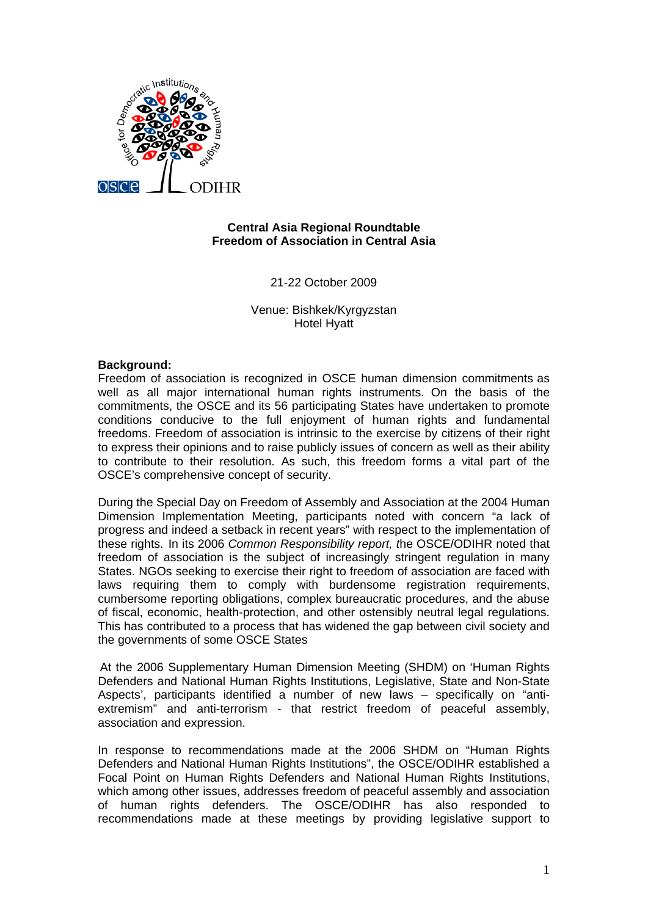**Central Asia Regional Roundtable**
**Freedom of Association in Central Asia**

21-22 October 2009

Venue: Bishkek/Kyrgyzstan
Hotel Hyatt

**Background:**

Freedom of association is recognized in OSCE human dimension commitments as well as all major international human rights instruments. On the basis of the commitments, the OSCE and its 56 participating States have undertaken to promote conditions conducive to the full enjoyment of human rights and fundamental freedoms. Freedom of association is intrinsic to the exercise by citizens of their right to express their opinions and to raise publicly issues of concern as well as their ability to contribute to their resolution. As such, this freedom forms a vital part of the OSCE's comprehensive concept of security.

During the Special Day on Freedom of Assembly and Association at the 2004 Human Dimension Implementation Meeting, participants noted with concern "a lack of progress and indeed a setback in recent years" with respect to the implementation of these rights. In its 2006 *Common Responsibility report, t*he OSCE/ODIHR noted that freedom of association is the subject of increasingly stringent regulation in many States. NGOs seeking to exercise their right to freedom of association are faced with laws requiring them to comply with burdensome registration requirements, cumbersome reporting obligations, complex bureaucratic procedures, and the abuse of fiscal, economic, health-protection, and other ostensibly neutral legal regulations. This has contributed to a process that has widened the gap between civil society and the governments of some OSCE States

At the 2006 Supplementary Human Dimension Meeting (SHDM) on 'Human Rights Defenders and National Human Rights Institutions, Legislative, State and Non-State Aspects', participants identified a number of new laws – specifically on "anti-extremism" and anti-terrorism - that restrict freedom of peaceful assembly, association and expression.

In response to recommendations made at the 2006 SHDM on "Human Rights Defenders and National Human Rights Institutions", the OSCE/ODIHR established a Focal Point on Human Rights Defenders and National Human Rights Institutions, which among other issues, addresses freedom of peaceful assembly and association of human rights defenders. The OSCE/ODIHR has also responded to recommendations made at these meetings by providing legislative support to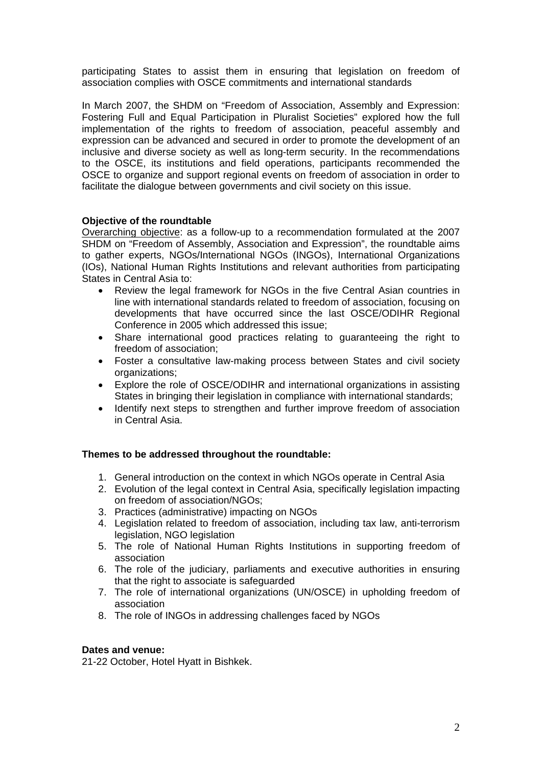participating States to assist them in ensuring that legislation on freedom of association complies with OSCE commitments and international standards

In March 2007, the SHDM on "Freedom of Association, Assembly and Expression: Fostering Full and Equal Participation in Pluralist Societies" explored how the full implementation of the rights to freedom of association, peaceful assembly and expression can be advanced and secured in order to promote the development of an inclusive and diverse society as well as long-term security. In the recommendations to the OSCE, its institutions and field operations, participants recommended the OSCE to organize and support regional events on freedom of association in order to facilitate the dialogue between governments and civil society on this issue.

**Objective of the roundtable**

Overarching objective: as a follow-up to a recommendation formulated at the 2007 SHDM on "Freedom of Assembly, Association and Expression", the roundtable aims to gather experts, NGOs/International NGOs (INGOs), International Organizations (IOs), National Human Rights Institutions and relevant authorities from participating States in Central Asia to:

- Review the legal framework for NGOs in the five Central Asian countries in line with international standards related to freedom of association, focusing on developments that have occurred since the last OSCE/ODIHR Regional Conference in 2005 which addressed this issue;
- Share international good practices relating to guaranteeing the right to freedom of association;
- Foster a consultative law-making process between States and civil society organizations;
- Explore the role of OSCE/ODIHR and international organizations in assisting States in bringing their legislation in compliance with international standards;
- Identify next steps to strengthen and further improve freedom of association in Central Asia.

**Themes to be addressed throughout the roundtable:**

1. General introduction on the context in which NGOs operate in Central Asia
2. Evolution of the legal context in Central Asia, specifically legislation impacting on freedom of association/NGOs;
3. Practices (administrative) impacting on NGOs
4. Legislation related to freedom of association, including tax law, anti-terrorism legislation, NGO legislation
5. The role of National Human Rights Institutions in supporting freedom of association
6. The role of the judiciary, parliaments and executive authorities in ensuring that the right to associate is safeguarded
7. The role of international organizations (UN/OSCE) in upholding freedom of association
8. The role of INGOs in addressing challenges faced by NGOs

**Dates and venue:**

21-22 October, Hotel Hyatt in Bishkek.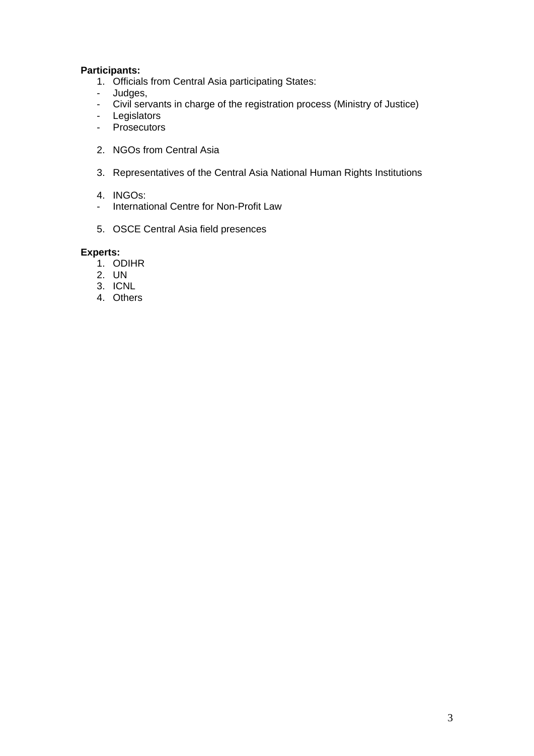**Participants:**

1. Officials from Central Asia participating States:
   - Judges,
   - Civil servants in charge of the registration process (Ministry of Justice)
   - Legislators
   - Prosecutors

2. NGOs from Central Asia

3. Representatives of the Central Asia National Human Rights Institutions

4. INGOs:
   - International Centre for Non-Profit Law

5. OSCE Central Asia field presences

**Experts:**

1. ODIHR
2. UN
3. ICNL
4. Others